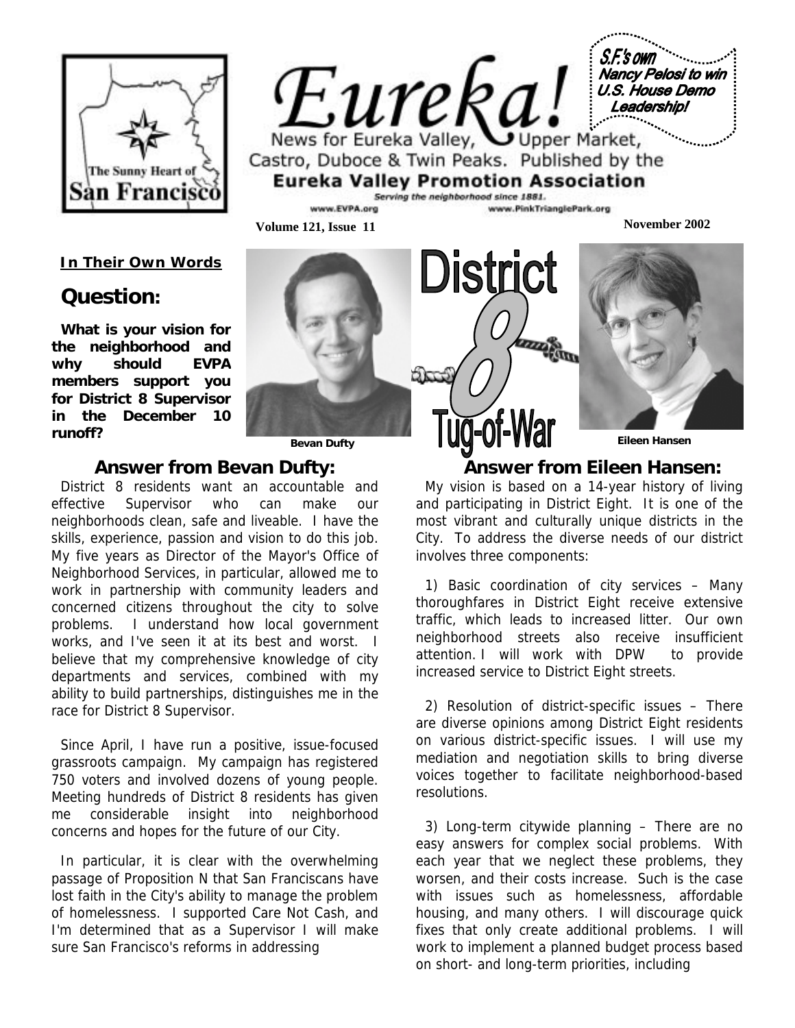# Eureka!

News for Eureka Valley, Upper Market, Castro, Duboce & Twin Peaks. Published by the **Eureka Valley Promotion Association**

*Serving the neighborhood since 1881.*

www.EVPA.org www.PinkTrianglePark.org

**Volume 121, Issue 11** **November 2002**

S.F.'s own Nancy Pelosi to win U.S. House Demo Leadership!

## District 8 Tug-of-War

**In Their Own Words**

## Question:

**What is your vision for the neighborhood and why should EVPA members support you for District 8 Supervisor in the December 10 runoff?**

Bevan Dufty

Eileen Hansen

### Answer from Bevan Dufty:

District 8 residents want an accountable and effective Supervisor who can make our neighborhoods clean, safe and liveable. I have the skills, experience, passion and vision to do this job. My five years as Director of the Mayor's Office of Neighborhood Services, in particular, allowed me to work in partnership with community leaders and concerned citizens throughout the city to solve problems. I understand how local government works, and I've seen it at its best and worst. I believe that my comprehensive knowledge of city departments and services, combined with my ability to build partnerships, distinguishes me in the race for District 8 Supervisor.

Since April, I have run a positive, issue-focused grassroots campaign. My campaign has registered 750 voters and involved dozens of young people. Meeting hundreds of District 8 residents has given me considerable insight into neighborhood concerns and hopes for the future of our City.

In particular, it is clear with the overwhelming passage of Proposition N that San Franciscans have lost faith in the City's ability to manage the problem of homelessness. I supported Care Not Cash, and I'm determined that as a Supervisor I will make sure San Francisco's reforms in addressing

### Answer from Eileen Hansen:

My vision is based on a 14-year history of living and participating in District Eight. It is one of the most vibrant and culturally unique districts in the City. To address the diverse needs of our district involves three components:

1) Basic coordination of city services – Many thoroughfares in District Eight receive extensive traffic, which leads to increased litter. Our own neighborhood streets also receive insufficient attention. I will work with DPW to provide increased service to District Eight streets.

2) Resolution of district-specific issues – There are diverse opinions among District Eight residents on various district-specific issues. I will use my mediation and negotiation skills to bring diverse voices together to facilitate neighborhood-based resolutions.

3) Long-term citywide planning – There are no easy answers for complex social problems. With each year that we neglect these problems, they worsen, and their costs increase. Such is the case with issues such as homelessness, affordable housing, and many others. I will discourage quick fixes that only create additional problems. I will work to implement a planned budget process based on short- and long-term priorities, including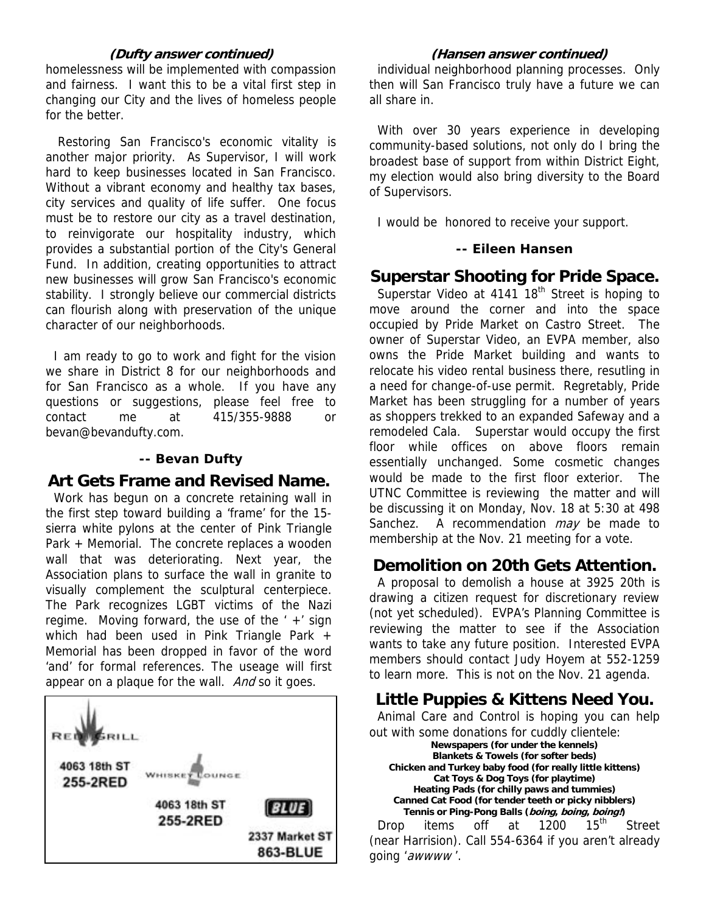**(Dufty answer continued)**

homelessness will be implemented with compassion and fairness. I want this to be a vital first step in changing our City and the lives of homeless people for the better.

Restoring San Francisco's economic vitality is another major priority. As Supervisor, I will work hard to keep businesses located in San Francisco. Without a vibrant economy and healthy tax bases, city services and quality of life suffer. One focus must be to restore our city as a travel destination, to reinvigorate our hospitality industry, which provides a substantial portion of the City's General Fund. In addition, creating opportunities to attract new businesses will grow San Francisco's economic stability. I strongly believe our commercial districts can flourish along with preservation of the unique character of our neighborhoods.

I am ready to go to work and fight for the vision we share in District 8 for our neighborhoods and for San Francisco as a whole. If you have any questions or suggestions, please feel free to contact me at 415/355-9888 or bevan@bevandufty.com.

**-- Bevan Dufty**

## Art Gets Frame and Revised Name.

Work has begun on a concrete retaining wall in the first step toward building a 'frame' for the 15-sierra white pylons at the center of Pink Triangle Park + Memorial. The concrete replaces a wooden wall that was deteriorating. Next year, the Association plans to surface the wall in granite to visually complement the sculptural centerpiece. The Park recognizes LGBT victims of the Nazi regime. Moving forward, the use of the ' +' sign which had been used in Pink Triangle Park + Memorial has been dropped in favor of the word 'and' for formal references. The useage will first appear on a plaque for the wall. *And* so it goes.

RED GRILL
4063 18th ST
255-2RED

WHISKEY LOUNGE
4063 18th ST
255-2RED

BLUE
2337 Market ST
863-BLUE

**(Hansen answer continued)**

individual neighborhood planning processes. Only then will San Francisco truly have a future we can all share in.

With over 30 years experience in developing community-based solutions, not only do I bring the broadest base of support from within District Eight, my election would also bring diversity to the Board of Supervisors.

I would be honored to receive your support.

**-- Eileen Hansen**

## Superstar Shooting for Pride Space.

Superstar Video at 4141 18th Street is hoping to move around the corner and into the space occupied by Pride Market on Castro Street. The owner of Superstar Video, an EVPA member, also owns the Pride Market building and wants to relocate his video rental business there, resutling in a need for change-of-use permit. Regretably, Pride Market has been struggling for a number of years as shoppers trekked to an expanded Safeway and a remodeled Cala. Superstar would occupy the first floor while offices on above floors remain essentially unchanged. Some cosmetic changes would be made to the first floor exterior. The UTNC Committee is reviewing the matter and will be discussing it on Monday, Nov. 18 at 5:30 at 498 Sanchez. A recommendation *may* be made to membership at the Nov. 21 meeting for a vote.

## Demolition on 20th Gets Attention.

A proposal to demolish a house at 3925 20th is drawing a citizen request for discretionary review (not yet scheduled). EVPA's Planning Committee is reviewing the matter to see if the Association wants to take any future position. Interested EVPA members should contact Judy Hoyem at 552-1259 to learn more. This is not on the Nov. 21 agenda.

## Little Puppies & Kittens Need You.

Animal Care and Control is hoping you can help out with some donations for cuddly clientele:

**Newspapers (for under the kennels)**
**Blankets & Towels (for softer beds)**
**Chicken and Turkey baby food (for really little kittens)**
**Cat Toys & Dog Toys (for playtime)**
**Heating Pads (for chilly paws and tummies)**
**Canned Cat Food (for tender teeth or picky nibblers)**
**Tennis or Ping-Pong Balls (*boing, boing, boing!*)**

Drop items off at 1200 15th Street (near Harrision). Call 554-6364 if you aren't already going '*awwww*'.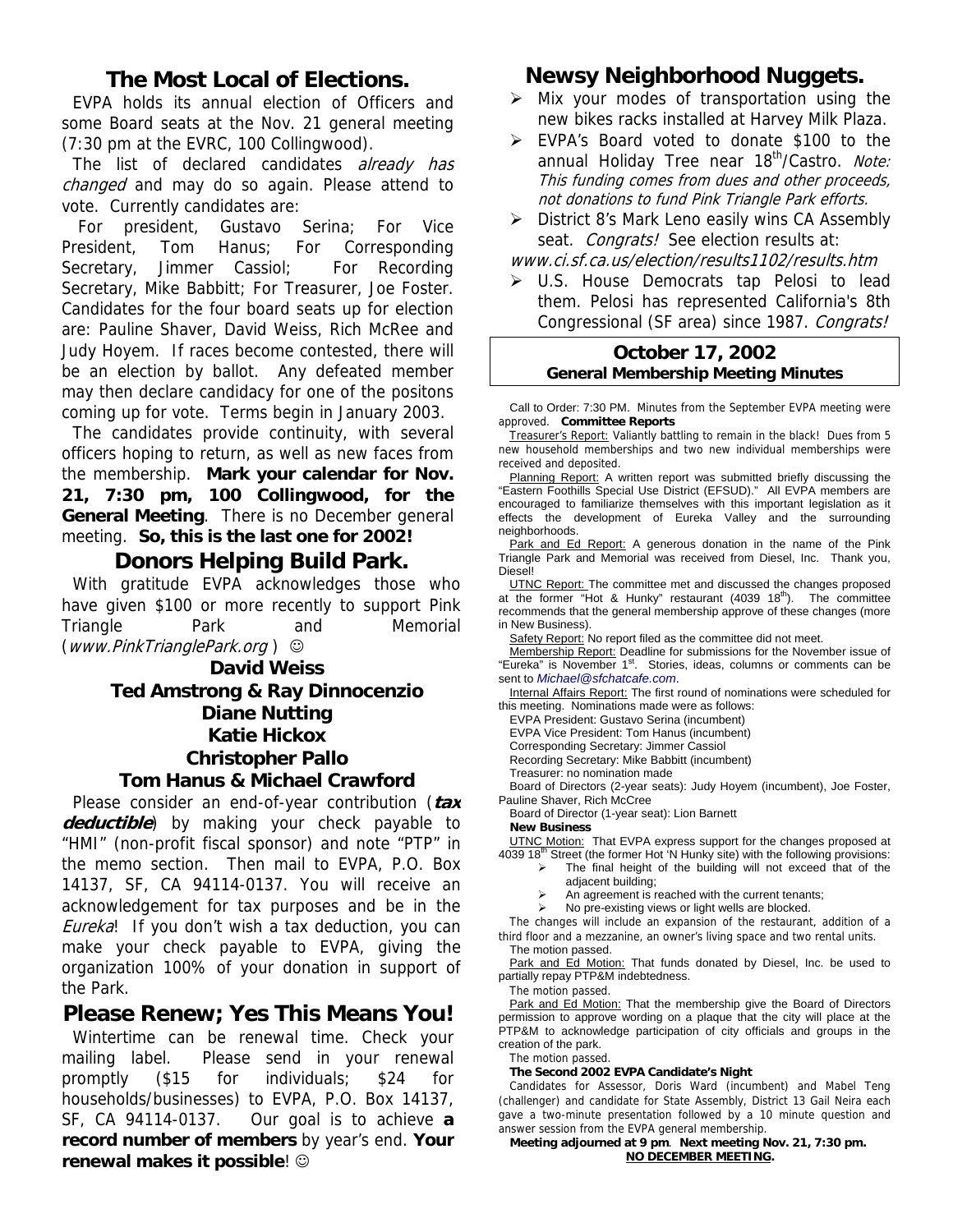## The Most Local of Elections.

EVPA holds its annual election of Officers and some Board seats at the Nov. 21 general meeting (7:30 pm at the EVRC, 100 Collingwood).

The list of declared candidates *already has changed* and may do so again. Please attend to vote. Currently candidates are:

For president, Gustavo Serina; For Vice President, Tom Hanus; For Corresponding Secretary, Jimmer Cassiol; For Recording Secretary, Mike Babbitt; For Treasurer, Joe Foster. Candidates for the four board seats up for election are: Pauline Shaver, David Weiss, Rich McRee and Judy Hoyem. If races become contested, there will be an election by ballot. Any defeated member may then declare candidacy for one of the positons coming up for vote. Terms begin in January 2003.

The candidates provide continuity, with several officers hoping to return, as well as new faces from the membership. **Mark your calendar for Nov. 21, 7:30 pm, 100 Collingwood, for the General Meeting**. There is no December general meeting. **So, this is the last one for 2002!**

## Donors Helping Build Park.

With gratitude EVPA acknowledges those who have given $100 or more recently to support Pink Triangle Park and Memorial (*www.PinkTrianglePark.org* ) ☺

**David Weiss**
**Ted Amstrong & Ray Dinnocenzio**
**Diane Nutting**
**Katie Hickox**
**Christopher Pallo**
**Tom Hanus & Michael Crawford**

Please consider an end-of-year contribution (***tax deductible***) by making your check payable to "HMI" (non-profit fiscal sponsor) and note "PTP" in the memo section. Then mail to EVPA, P.O. Box 14137, SF, CA 94114-0137. You will receive an acknowledgement for tax purposes and be in the *Eureka*! If you don't wish a tax deduction, you can make your check payable to EVPA, giving the organization 100% of your donation in support of the Park.

## Please Renew; Yes This Means You!

Wintertime can be renewal time. Check your mailing label. Please send in your renewal promptly ($15 for individuals; $24 for households/businesses) to EVPA, P.O. Box 14137, SF, CA 94114-0137. Our goal is to achieve **a record number of members** by year's end. **Your renewal makes it possible**! ☺

## Newsy Neighborhood Nuggets.

- Mix your modes of transportation using the new bikes racks installed at Harvey Milk Plaza.
- EVPA's Board voted to donate $100 to the annual Holiday Tree near 18th/Castro. *Note: This funding comes from dues and other proceeds, not donations to fund Pink Triangle Park efforts.*
- District 8's Mark Leno easily wins CA Assembly seat. *Congrats!* See election results at: *www.ci.sf.ca.us/election/results1102/results.htm*
- U.S. House Democrats tap Pelosi to lead them. Pelosi has represented California's 8th Congressional (SF area) since 1987. *Congrats!*

## October 17, 2002
### General Membership Meeting Minutes

Call to Order: 7:30 PM. Minutes from the September EVPA meeting were approved. **Committee Reports**

Treasurer's Report: Valiantly battling to remain in the black! Dues from 5 new household memberships and two new individual memberships were received and deposited.

Planning Report: A written report was submitted briefly discussing the "Eastern Foothills Special Use District (EFSUD)." All EVPA members are encouraged to familiarize themselves with this important legislation as it effects the development of Eureka Valley and the surrounding neighborhoods.

Park and Ed Report: A generous donation in the name of the Pink Triangle Park and Memorial was received from Diesel, Inc. Thank you, Diesel!

UTNC Report: The committee met and discussed the changes proposed at the former "Hot & Hunky" restaurant (4039 18th). The committee recommends that the general membership approve of these changes (more in New Business).

Safety Report: No report filed as the committee did not meet.

Membership Report: Deadline for submissions for the November issue of "Eureka" is November 1st. Stories, ideas, columns or comments can be sent to *Michael@sfchatcafe.com*.

Internal Affairs Report: The first round of nominations were scheduled for this meeting. Nominations made were as follows:

EVPA President: Gustavo Serina (incumbent)
EVPA Vice President: Tom Hanus (incumbent)
Corresponding Secretary: Jimmer Cassiol
Recording Secretary: Mike Babbitt (incumbent)
Treasurer: no nomination made
Board of Directors (2-year seats): Judy Hoyem (incumbent), Joe Foster, Pauline Shaver, Rich McCree
Board of Director (1-year seat): Lion Barnett

**New Business**

UTNC Motion: That EVPA express support for the changes proposed at 4039 18th Street (the former Hot 'N Hunky site) with the following provisions:

- The final height of the building will not exceed that of the adjacent building;
- An agreement is reached with the current tenants;
- No pre-existing views or light wells are blocked.

The changes will include an expansion of the restaurant, addition of a third floor and a mezzanine, an owner's living space and two rental units.
The motion passed.

Park and Ed Motion: That funds donated by Diesel, Inc. be used to partially repay PTP&M indebtedness.
The motion passed.

Park and Ed Motion: That the membership give the Board of Directors permission to approve wording on a plaque that the city will place at the PTP&M to acknowledge participation of city officials and groups in the creation of the park.
The motion passed.

**The Second 2002 EVPA Candidate's Night**

Candidates for Assessor, Doris Ward (incumbent) and Mabel Teng (challenger) and candidate for State Assembly, District 13 Gail Neira each gave a two-minute presentation followed by a 10 minute question and answer session from the EVPA general membership.

**Meeting adjourned at 9 pm**. **Next meeting Nov. 21, 7:30 pm.**
**NO DECEMBER MEETING.**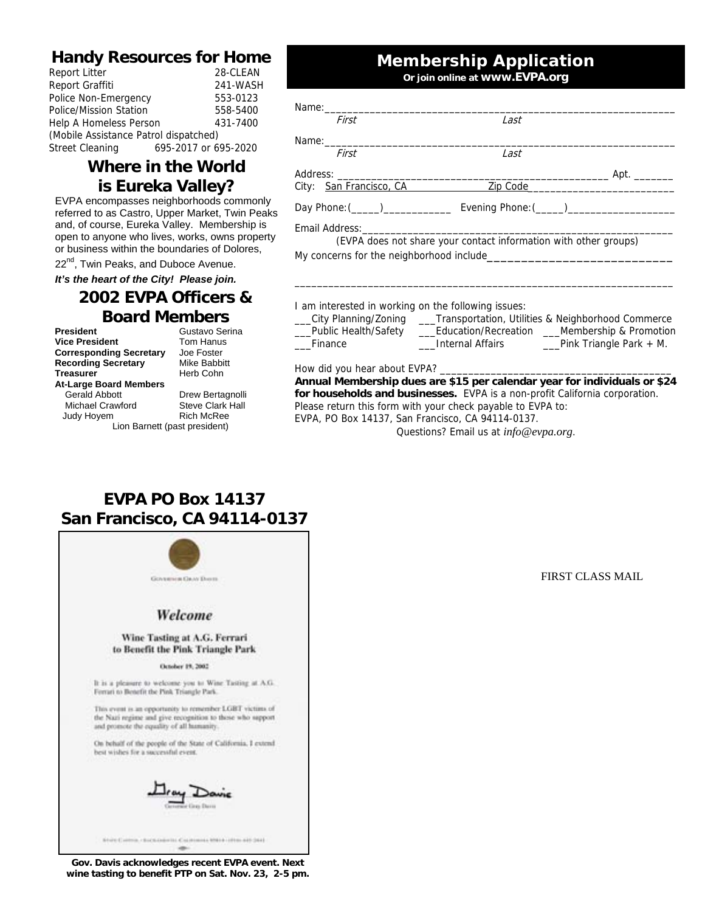## Handy Resources for Home

| | |
|---|---|
| Report Litter | 28-CLEAN |
| Report Graffiti | 241-WASH |
| Police Non-Emergency | 553-0123 |
| Police/Mission Station | 558-5400 |
| Help A Homeless Person | 431-7400 |
| (Mobile Assistance Patrol dispatched) | |
| Street Cleaning | 695-2017 or 695-2020 |

## Where in the World is Eureka Valley?

EVPA encompasses neighborhoods commonly referred to as Castro, Upper Market, Twin Peaks and, of course, Eureka Valley. Membership is open to anyone who lives, works, owns property or business within the boundaries of Dolores, 22nd, Twin Peaks, and Duboce Avenue.

***It's the heart of the City! Please join.***

## 2002 EVPA Officers & Board Members

| | |
|---|---|
| **President** | Gustavo Serina |
| **Vice President** | Tom Hanus |
| **Corresponding Secretary** | Joe Foster |
| **Recording Secretary** | Mike Babbitt |
| **Treasurer** | Herb Cohn |
| **At-Large Board Members** | |
| Gerald Abbott | Drew Bertagnolli |
| Michael Crawford | Steve Clark Hall |
| Judy Hoyem | Rich McRee |

Lion Barnett (past president)

## Membership Application

**Or join online at www.EVPA.org**

Name:\_\_\_\_\_\_\_\_\_\_\_\_\_\_\_\_\_\_\_\_\_\_\_\_\_\_\_\_\_\_\_\_\_\_\_\_\_\_\_\_\_\_\_\_\_\_\_\_\_\_\_\_\_\_\_\_\_\_\_\_\_\_
*First* *Last*

Name:\_\_\_\_\_\_\_\_\_\_\_\_\_\_\_\_\_\_\_\_\_\_\_\_\_\_\_\_\_\_\_\_\_\_\_\_\_\_\_\_\_\_\_\_\_\_\_\_\_\_\_\_\_\_\_\_\_\_\_\_\_\_
*First* *Last*

Address: \_\_\_\_\_\_\_\_\_\_\_\_\_\_\_\_\_\_\_\_\_\_\_\_\_\_\_\_\_\_\_\_\_\_\_\_\_\_\_\_\_\_\_\_\_\_\_\_ Apt. \_\_\_\_\_\_\_

City: San Francisco, CA Zip Code\_\_\_\_\_\_\_\_\_\_\_\_\_\_\_\_\_\_\_\_\_\_\_\_\_\_

Day Phone:(\_\_\_\_\_)\_\_\_\_\_\_\_\_\_\_\_\_ Evening Phone:(\_\_\_\_\_)\_\_\_\_\_\_\_\_\_\_\_\_\_\_\_\_\_\_\_

Email Address:\_\_\_\_\_\_\_\_\_\_\_\_\_\_\_\_\_\_\_\_\_\_\_\_\_\_\_\_\_\_\_\_\_\_\_\_\_\_\_\_\_\_\_\_\_\_\_\_\_\_\_\_\_\_\_
(EVPA does not share your contact information with other groups)

My concerns for the neighborhood include\_\_\_\_\_\_\_\_\_\_\_\_\_\_\_\_\_\_\_\_\_\_\_\_\_\_\_\_

\_\_\_\_\_\_\_\_\_\_\_\_\_\_\_\_\_\_\_\_\_\_\_\_\_\_\_\_\_\_\_\_\_\_\_\_\_\_\_\_\_\_\_\_\_\_\_\_\_\_\_\_\_\_\_\_\_\_\_\_\_\_\_\_\_\_\_\_

I am interested in working on the following issues:

\_\_\_City Planning/Zoning \_\_\_Transportation, Utilities & Neighborhood Commerce
\_\_\_Public Health/Safety \_\_\_Education/Recreation \_\_\_Membership & Promotion
\_\_\_Finance \_\_\_Internal Affairs \_\_\_Pink Triangle Park + M.

How did you hear about EVPA? \_\_\_\_\_\_\_\_\_\_\_\_\_\_\_\_\_\_\_\_\_\_\_\_\_\_\_\_\_\_\_\_\_\_\_\_\_\_\_\_\_

**Annual Membership dues are $15 per calendar year for individuals or $24 for households and businesses.** EVPA is a non-profit California corporation.
Please return this form with your check payable to EVPA to:
EVPA, PO Box 14137, San Francisco, CA 94114-0137.
Questions? Email us at *info@evpa.org*.

## EVPA PO Box 14137 San Francisco, CA 94114-0137

GOVERNOR GRAY DAVIS

*Welcome*

Wine Tasting at A.G. Ferrari to Benefit the Pink Triangle Park

October 19, 2002

It is a pleasure to welcome you to Wine Tasting at A.G. Ferrari to Benefit the Pink Triangle Park.

This event is an opportunity to remember LGBT victims of the Nazi regime and give recognition to those who support and promote the equality of all humanity.

On behalf of the people of the State of California, I extend best wishes for a successful event.

Gray Davis
Governor Gray Davis

**Gov. Davis acknowledges recent EVPA event. Next wine tasting to benefit PTP on Sat. Nov. 23, 2-5 pm.**

FIRST CLASS MAIL